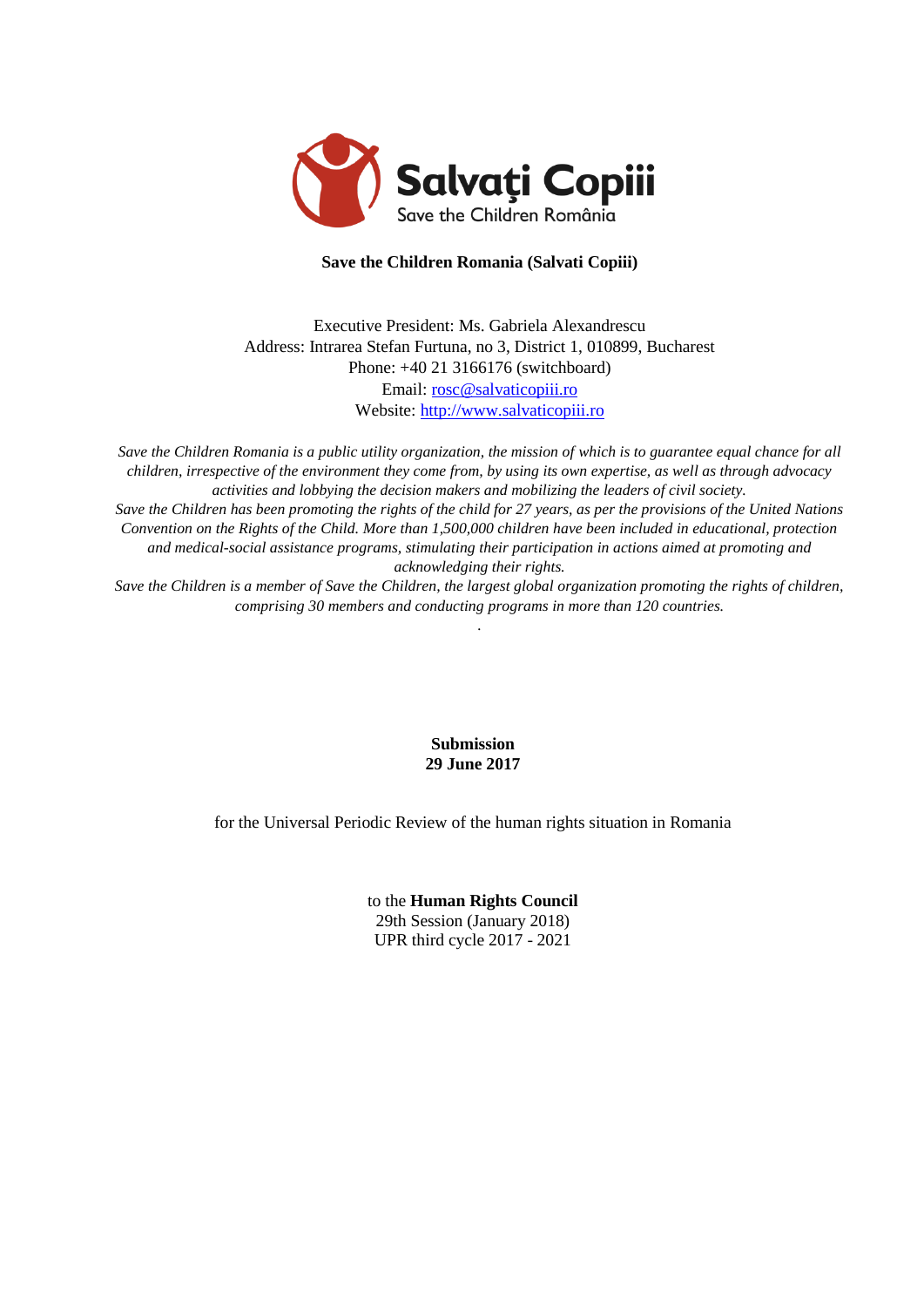Salvați Copiii

Save the Children România

**Save the Children Romania (Salvati Copiii)**

Executive President: Ms. Gabriela Alexandrescu
Address: Intrarea Stefan Furtuna, no 3, District 1, 010899, Bucharest
Phone: +40 21 3166176 (switchboard)
Email: rosc@salvaticopiii.ro
Website: http://www.salvaticopiii.ro

*Save the Children Romania is a public utility organization, the mission of which is to guarantee equal chance for all children, irrespective of the environment they come from, by using its own expertise, as well as through advocacy activities and lobbying the decision makers and mobilizing the leaders of civil society.*
*Save the Children has been promoting the rights of the child for 27 years, as per the provisions of the United Nations Convention on the Rights of the Child. More than 1,500,000 children have been included in educational, protection and medical-social assistance programs, stimulating their participation in actions aimed at promoting and acknowledging their rights.*
*Save the Children is a member of Save the Children, the largest global organization promoting the rights of children, comprising 30 members and conducting programs in more than 120 countries.*

**Submission**
**29 June 2017**

for the Universal Periodic Review of the human rights situation in Romania

to the **Human Rights Council**
29th Session (January 2018)
UPR third cycle 2017 - 2021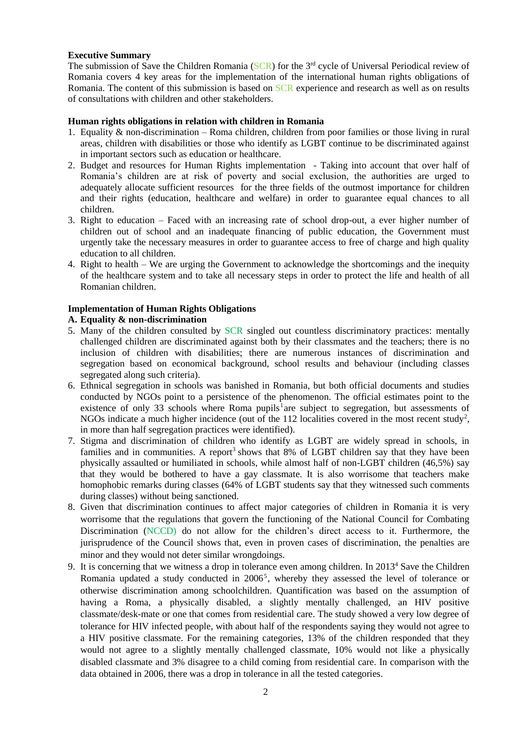**Executive Summary**

The submission of Save the Children Romania (SCR) for the 3rd cycle of Universal Periodical review of Romania covers 4 key areas for the implementation of the international human rights obligations of Romania. The content of this submission is based on SCR experience and research as well as on results of consultations with children and other stakeholders.

**Human rights obligations in relation with children in Romania**

1. Equality & non-discrimination – Roma children, children from poor families or those living in rural areas, children with disabilities or those who identify as LGBT continue to be discriminated against in important sectors such as education or healthcare.
2. Budget and resources for Human Rights implementation - Taking into account that over half of Romania's children are at risk of poverty and social exclusion, the authorities are urged to adequately allocate sufficient resources for the three fields of the outmost importance for children and their rights (education, healthcare and welfare) in order to guarantee equal chances to all children.
3. Right to education – Faced with an increasing rate of school drop-out, a ever higher number of children out of school and an inadequate financing of public education, the Government must urgently take the necessary measures in order to guarantee access to free of charge and high quality education to all children.
4. Right to health – We are urging the Government to acknowledge the shortcomings and the inequity of the healthcare system and to take all necessary steps in order to protect the life and health of all Romanian children.

**Implementation of Human Rights Obligations**

**A. Equality & non-discrimination**

5. Many of the children consulted by SCR singled out countless discriminatory practices: mentally challenged children are discriminated against both by their classmates and the teachers; there is no inclusion of children with disabilities; there are numerous instances of discrimination and segregation based on economical background, school results and behaviour (including classes segregated along such criteria).
6. Ethnical segregation in schools was banished in Romania, but both official documents and studies conducted by NGOs point to a persistence of the phenomenon. The official estimates point to the existence of only 33 schools where Roma pupils[1]are subject to segregation, but assessments of NGOs indicate a much higher incidence (out of the 112 localities covered in the most recent study[2], in more than half segregation practices were identified).
7. Stigma and discrimination of children who identify as LGBT are widely spread in schools, in families and in communities. A report[3] shows that 8% of LGBT children say that they have been physically assaulted or humiliated in schools, while almost half of non-LGBT children (46,5%) say that they would be bothered to have a gay classmate. It is also worrisome that teachers make homophobic remarks during classes (64% of LGBT students say that they witnessed such comments during classes) without being sanctioned.
8. Given that discrimination continues to affect major categories of children in Romania it is very worrisome that the regulations that govern the functioning of the National Council for Combating Discrimination (NCCD) do not allow for the children's direct access to it. Furthermore, the jurisprudence of the Council shows that, even in proven cases of discrimination, the penalties are minor and they would not deter similar wrongdoings.
9. It is concerning that we witness a drop in tolerance even among children. In 2013[4] Save the Children Romania updated a study conducted in 2006[5], whereby they assessed the level of tolerance or otherwise discrimination among schoolchildren. Quantification was based on the assumption of having a Roma, a physically disabled, a slightly mentally challenged, an HIV positive classmate/desk-mate or one that comes from residential care. The study showed a very low degree of tolerance for HIV infected people, with about half of the respondents saying they would not agree to a HIV positive classmate. For the remaining categories, 13% of the children responded that they would not agree to a slightly mentally challenged classmate, 10% would not like a physically disabled classmate and 3% disagree to a child coming from residential care. In comparison with the data obtained in 2006, there was a drop in tolerance in all the tested categories.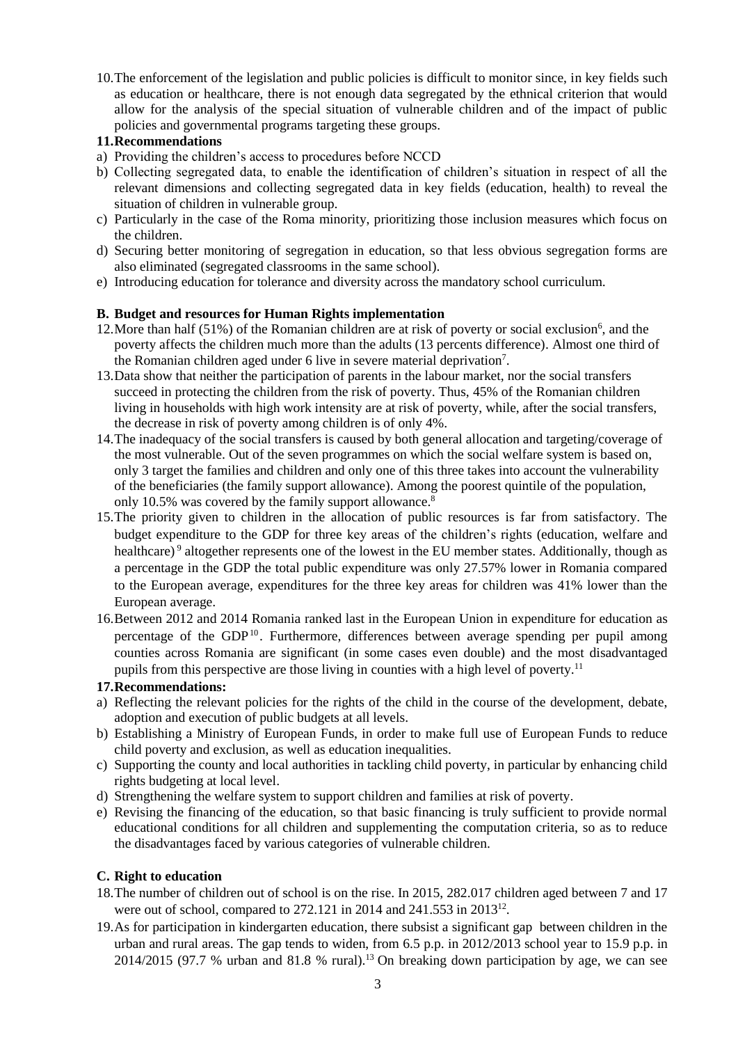10. The enforcement of the legislation and public policies is difficult to monitor since, in key fields such as education or healthcare, there is not enough data segregated by the ethnical criterion that would allow for the analysis of the special situation of vulnerable children and of the impact of public policies and governmental programs targeting these groups.

**11. Recommendations**

a) Providing the children's access to procedures before NCCD
b) Collecting segregated data, to enable the identification of children's situation in respect of all the relevant dimensions and collecting segregated data in key fields (education, health) to reveal the situation of children in vulnerable group.
c) Particularly in the case of the Roma minority, prioritizing those inclusion measures which focus on the children.
d) Securing better monitoring of segregation in education, so that less obvious segregation forms are also eliminated (segregated classrooms in the same school).
e) Introducing education for tolerance and diversity across the mandatory school curriculum.

### B. Budget and resources for Human Rights implementation

12. More than half (51%) of the Romanian children are at risk of poverty or social exclusion[6], and the poverty affects the children much more than the adults (13 percents difference). Almost one third of the Romanian children aged under 6 live in severe material deprivation[7].
13. Data show that neither the participation of parents in the labour market, nor the social transfers succeed in protecting the children from the risk of poverty. Thus, 45% of the Romanian children living in households with high work intensity are at risk of poverty, while, after the social transfers, the decrease in risk of poverty among children is of only 4%.
14. The inadequacy of the social transfers is caused by both general allocation and targeting/coverage of the most vulnerable. Out of the seven programmes on which the social welfare system is based on, only 3 target the families and children and only one of this three takes into account the vulnerability of the beneficiaries (the family support allowance). Among the poorest quintile of the population, only 10.5% was covered by the family support allowance.[8]
15. The priority given to children in the allocation of public resources is far from satisfactory. The budget expenditure to the GDP for three key areas of the children's rights (education, welfare and healthcare)[9] altogether represents one of the lowest in the EU member states. Additionally, though as a percentage in the GDP the total public expenditure was only 27.57% lower in Romania compared to the European average, expenditures for the three key areas for children was 41% lower than the European average.
16. Between 2012 and 2014 Romania ranked last in the European Union in expenditure for education as percentage of the GDP[10]. Furthermore, differences between average spending per pupil among counties across Romania are significant (in some cases even double) and the most disadvantaged pupils from this perspective are those living in counties with a high level of poverty.[11]

**17. Recommendations:**

a) Reflecting the relevant policies for the rights of the child in the course of the development, debate, adoption and execution of public budgets at all levels.
b) Establishing a Ministry of European Funds, in order to make full use of European Funds to reduce child poverty and exclusion, as well as education inequalities.
c) Supporting the county and local authorities in tackling child poverty, in particular by enhancing child rights budgeting at local level.
d) Strengthening the welfare system to support children and families at risk of poverty.
e) Revising the financing of the education, so that basic financing is truly sufficient to provide normal educational conditions for all children and supplementing the computation criteria, so as to reduce the disadvantages faced by various categories of vulnerable children.

### C. Right to education

18. The number of children out of school is on the rise. In 2015, 282.017 children aged between 7 and 17 were out of school, compared to 272.121 in 2014 and 241.553 in 2013[12].
19. As for participation in kindergarten education, there subsist a significant gap between children in the urban and rural areas. The gap tends to widen, from 6.5 p.p. in 2012/2013 school year to 15.9 p.p. in 2014/2015 (97.7 % urban and 81.8 % rural).[13] On breaking down participation by age, we can see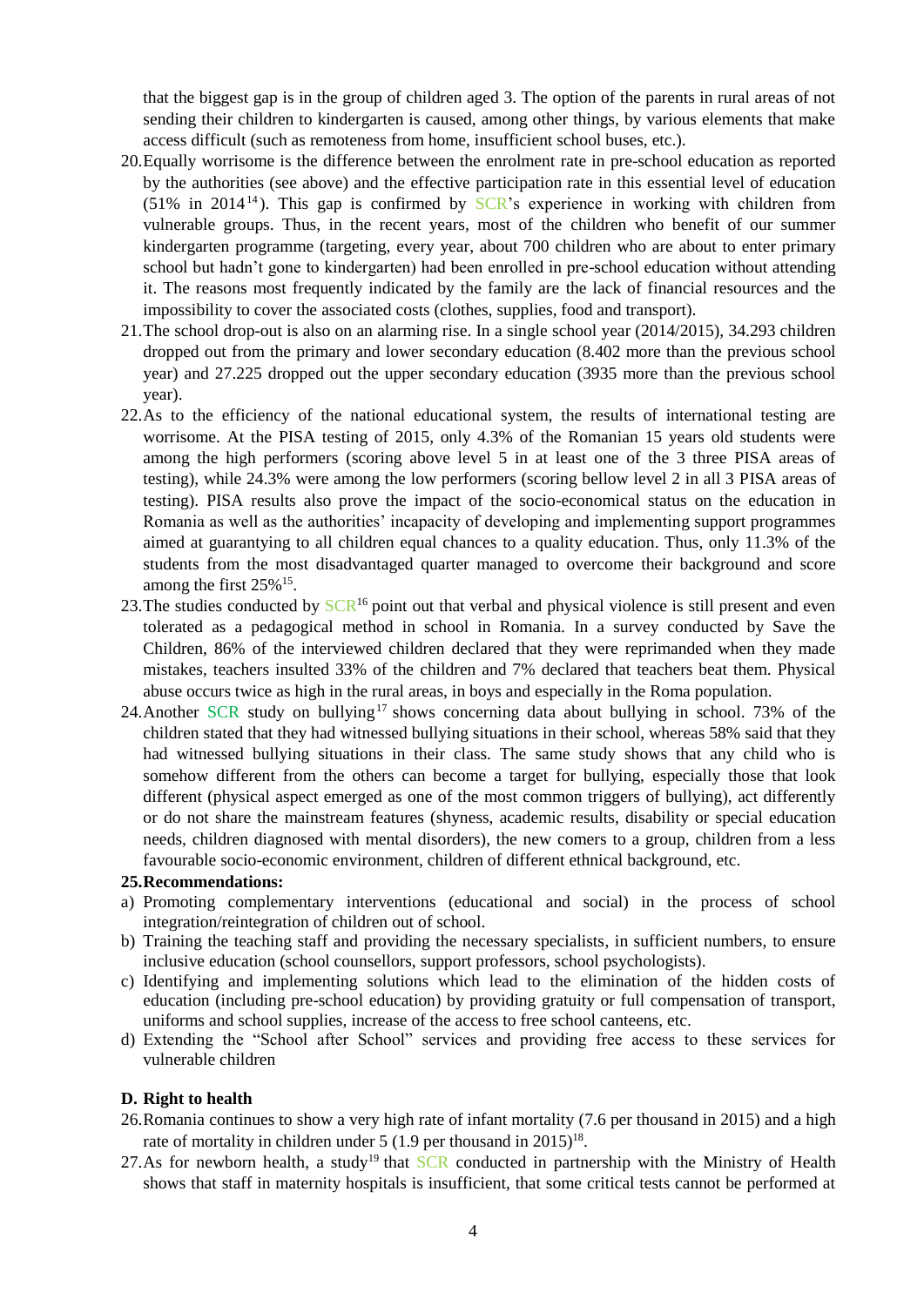that the biggest gap is in the group of children aged 3. The option of the parents in rural areas of not sending their children to kindergarten is caused, among other things, by various elements that make access difficult (such as remoteness from home, insufficient school buses, etc.).

20. Equally worrisome is the difference between the enrolment rate in pre-school education as reported by the authorities (see above) and the effective participation rate in this essential level of education (51% in 2014[14]). This gap is confirmed by SCR's experience in working with children from vulnerable groups. Thus, in the recent years, most of the children who benefit of our summer kindergarten programme (targeting, every year, about 700 children who are about to enter primary school but hadn't gone to kindergarten) had been enrolled in pre-school education without attending it. The reasons most frequently indicated by the family are the lack of financial resources and the impossibility to cover the associated costs (clothes, supplies, food and transport).

21. The school drop-out is also on an alarming rise. In a single school year (2014/2015), 34.293 children dropped out from the primary and lower secondary education (8.402 more than the previous school year) and 27.225 dropped out the upper secondary education (3935 more than the previous school year).

22. As to the efficiency of the national educational system, the results of international testing are worrisome. At the PISA testing of 2015, only 4.3% of the Romanian 15 years old students were among the high performers (scoring above level 5 in at least one of the 3 three PISA areas of testing), while 24.3% were among the low performers (scoring bellow level 2 in all 3 PISA areas of testing). PISA results also prove the impact of the socio-economical status on the education in Romania as well as the authorities' incapacity of developing and implementing support programmes aimed at guarantying to all children equal chances to a quality education. Thus, only 11.3% of the students from the most disadvantaged quarter managed to overcome their background and score among the first 25%[15].

23. The studies conducted by SCR[16] point out that verbal and physical violence is still present and even tolerated as a pedagogical method in school in Romania. In a survey conducted by Save the Children, 86% of the interviewed children declared that they were reprimanded when they made mistakes, teachers insulted 33% of the children and 7% declared that teachers beat them. Physical abuse occurs twice as high in the rural areas, in boys and especially in the Roma population.

24. Another SCR study on bullying[17] shows concerning data about bullying in school. 73% of the children stated that they had witnessed bullying situations in their school, whereas 58% said that they had witnessed bullying situations in their class. The same study shows that any child who is somehow different from the others can become a target for bullying, especially those that look different (physical aspect emerged as one of the most common triggers of bullying), act differently or do not share the mainstream features (shyness, academic results, disability or special education needs, children diagnosed with mental disorders), the new comers to a group, children from a less favourable socio-economic environment, children of different ethnical background, etc.

**25. Recommendations:**

a) Promoting complementary interventions (educational and social) in the process of school integration/reintegration of children out of school.
b) Training the teaching staff and providing the necessary specialists, in sufficient numbers, to ensure inclusive education (school counsellors, support professors, school psychologists).
c) Identifying and implementing solutions which lead to the elimination of the hidden costs of education (including pre-school education) by providing gratuity or full compensation of transport, uniforms and school supplies, increase of the access to free school canteens, etc.
d) Extending the "School after School" services and providing free access to these services for vulnerable children

**D. Right to health**

26. Romania continues to show a very high rate of infant mortality (7.6 per thousand in 2015) and a high rate of mortality in children under 5 (1.9 per thousand in 2015)[18].

27. As for newborn health, a study[19] that SCR conducted in partnership with the Ministry of Health shows that staff in maternity hospitals is insufficient, that some critical tests cannot be performed at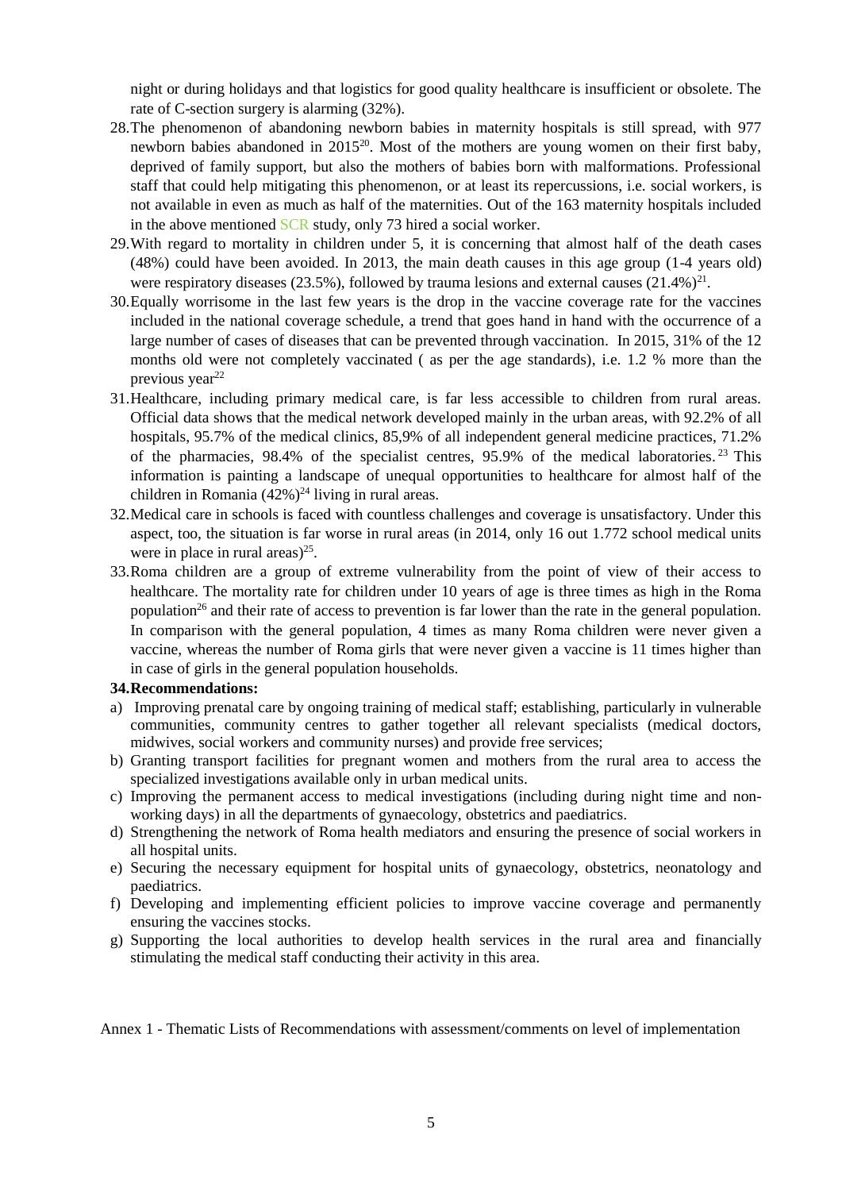night or during holidays and that logistics for good quality healthcare is insufficient or obsolete. The rate of C-section surgery is alarming (32%).

28. The phenomenon of abandoning newborn babies in maternity hospitals is still spread, with 977 newborn babies abandoned in 2015[20]. Most of the mothers are young women on their first baby, deprived of family support, but also the mothers of babies born with malformations. Professional staff that could help mitigating this phenomenon, or at least its repercussions, i.e. social workers, is not available in even as much as half of the maternities. Out of the 163 maternity hospitals included in the above mentioned SCR study, only 73 hired a social worker.
29. With regard to mortality in children under 5, it is concerning that almost half of the death cases (48%) could have been avoided. In 2013, the main death causes in this age group (1-4 years old) were respiratory diseases (23.5%), followed by trauma lesions and external causes (21.4%)[21].
30. Equally worrisome in the last few years is the drop in the vaccine coverage rate for the vaccines included in the national coverage schedule, a trend that goes hand in hand with the occurrence of a large number of cases of diseases that can be prevented through vaccination. In 2015, 31% of the 12 months old were not completely vaccinated ( as per the age standards), i.e. 1.2 % more than the previous year[22]
31. Healthcare, including primary medical care, is far less accessible to children from rural areas. Official data shows that the medical network developed mainly in the urban areas, with 92.2% of all hospitals, 95.7% of the medical clinics, 85,9% of all independent general medicine practices, 71.2% of the pharmacies, 98.4% of the specialist centres, 95.9% of the medical laboratories.[23] This information is painting a landscape of unequal opportunities to healthcare for almost half of the children in Romania (42%)[24] living in rural areas.
32. Medical care in schools is faced with countless challenges and coverage is unsatisfactory. Under this aspect, too, the situation is far worse in rural areas (in 2014, only 16 out 1.772 school medical units were in place in rural areas)[25].
33. Roma children are a group of extreme vulnerability from the point of view of their access to healthcare. The mortality rate for children under 10 years of age is three times as high in the Roma population[26] and their rate of access to prevention is far lower than the rate in the general population. In comparison with the general population, 4 times as many Roma children were never given a vaccine, whereas the number of Roma girls that were never given a vaccine is 11 times higher than in case of girls in the general population households.

**34. Recommendations:**

a) Improving prenatal care by ongoing training of medical staff; establishing, particularly in vulnerable communities, community centres to gather together all relevant specialists (medical doctors, midwives, social workers and community nurses) and provide free services;
b) Granting transport facilities for pregnant women and mothers from the rural area to access the specialized investigations available only in urban medical units.
c) Improving the permanent access to medical investigations (including during night time and non-working days) in all the departments of gynaecology, obstetrics and paediatrics.
d) Strengthening the network of Roma health mediators and ensuring the presence of social workers in all hospital units.
e) Securing the necessary equipment for hospital units of gynaecology, obstetrics, neonatology and paediatrics.
f) Developing and implementing efficient policies to improve vaccine coverage and permanently ensuring the vaccines stocks.
g) Supporting the local authorities to develop health services in the rural area and financially stimulating the medical staff conducting their activity in this area.

Annex 1 - Thematic Lists of Recommendations with assessment/comments on level of implementation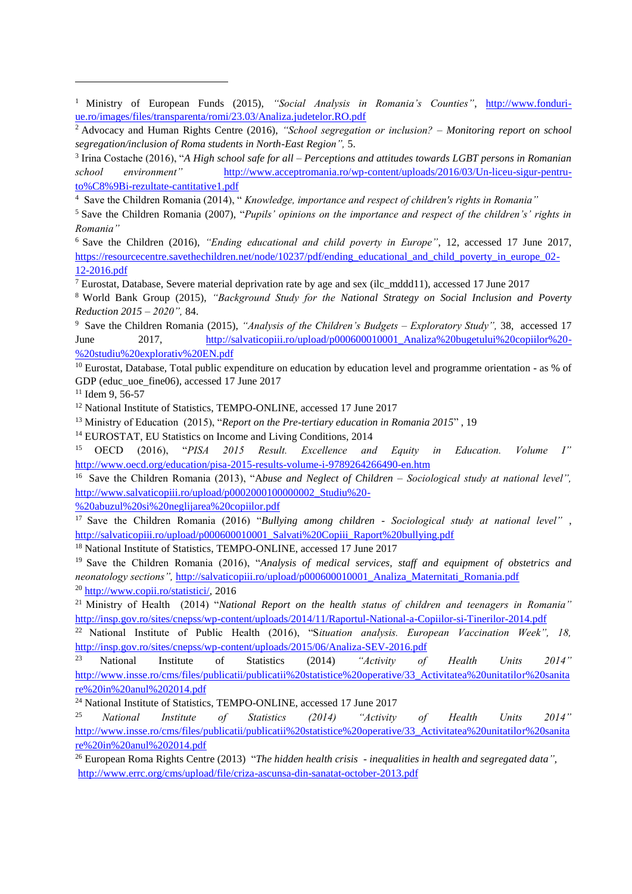[1] Ministry of European Funds (2015), *"Social Analysis in Romania's Counties"*, http://www.fonduri-ue.ro/images/files/transparenta/romi/23.03/Analiza.judetelor.RO.pdf

[2] Advocacy and Human Rights Centre (2016), *"School segregation or inclusion? – Monitoring report on school segregation/inclusion of Roma students in North-East Region",* 5.

[3] Irina Costache (2016), "*A High school safe for all – Perceptions and attitudes towards LGBT persons in Romanian school environment"* http://www.acceptromania.ro/wp-content/uploads/2016/03/Un-liceu-sigur-pentru-to%C8%9Bi-rezultate-cantitative1.pdf

[4] Save the Children Romania (2014), " *Knowledge, importance and respect of children's rights in Romania"*

[5] Save the Children Romania (2007), "*Pupils' opinions on the importance and respect of the children's' rights in Romania"*

[6] Save the Children (2016), *"Ending educational and child poverty in Europe"*, 12, accessed 17 June 2017, https://resourcecentre.savethechildren.net/node/10237/pdf/ending_educational_and_child_poverty_in_europe_02-12-2016.pdf

[7] Eurostat, Database, Severe material deprivation rate by age and sex (ilc_mddd11), accessed 17 June 2017

[8] World Bank Group (2015), *"Background Study for the National Strategy on Social Inclusion and Poverty Reduction 2015 – 2020",* 84.

[9] Save the Children Romania (2015), *"Analysis of the Children's Budgets – Exploratory Study",* 38, accessed 17 June 2017, http://salvaticopiii.ro/upload/p000600010001_Analiza%20bugetului%20copiilor%20-%20studiu%20explorativ%20EN.pdf

[10] Eurostat, Database, Total public expenditure on education by education level and programme orientation - as % of GDP (educ_uoe_fine06), accessed 17 June 2017

[11] Idem 9, 56-57

[12] National Institute of Statistics, TEMPO-ONLINE, accessed 17 June 2017

[13] Ministry of Education (2015), "*Report on the Pre-tertiary education in Romania 2015*" , 19

[14] EUROSTAT, EU Statistics on Income and Living Conditions, 2014

[15] OECD (2016), "*PISA 2015 Result. Excellence and Equity in Education. Volume I"* http://www.oecd.org/education/pisa-2015-results-volume-i-9789264266490-en.htm

[16] Save the Children Romania (2013), "*Abuse and Neglect of Children – Sociological study at national level",* http://www.salvaticopiii.ro/upload/p0002000100000002_Studiu%20-%20abuzul%20si%20neglijarea%20copiilor.pdf

[17] Save the Children Romania (2016) "*Bullying among children - Sociological study at national level"* , http://salvaticopiii.ro/upload/p000600010001_Salvati%20Copiii_Raport%20bullying.pdf

[18] National Institute of Statistics, TEMPO-ONLINE, accessed 17 June 2017

[19] Save the Children Romania (2016), "*Analysis of medical services, staff and equipment of obstetrics and neonatology sections",* http://salvaticopiii.ro/upload/p000600010001_Analiza_Maternitati_Romania.pdf

[20] http://www.copii.ro/statistici/, 2016

[21] Ministry of Health (2014) "*National Report on the health status of children and teenagers in Romania"* http://insp.gov.ro/sites/cnepss/wp-content/uploads/2014/11/Raportul-National-a-Copiilor-si-Tinerilor-2014.pdf

[22] National Institute of Public Health (2016), "S*ituation analysis. European Vaccination Week", 18,* http://insp.gov.ro/sites/cnepss/wp-content/uploads/2015/06/Analiza-SEV-2016.pdf

[23] National Institute of Statistics (2014) *"Activity of Health Units 2014"* http://www.insse.ro/cms/files/publicatii/publicatii%20statistice%20operative/33_Activitatea%20unitatilor%20sanitare%20in%20anul%202014.pdf

[24] National Institute of Statistics, TEMPO-ONLINE, accessed 17 June 2017

[25] *National Institute of Statistics (2014) "Activity of Health Units 2014"* http://www.insse.ro/cms/files/publicatii/publicatii%20statistice%20operative/33_Activitatea%20unitatilor%20sanitare%20in%20anul%202014.pdf

[26] European Roma Rights Centre (2013) "*The hidden health crisis - inequalities in health and segregated data"*, http://www.errc.org/cms/upload/file/criza-ascunsa-din-sanatat-october-2013.pdf